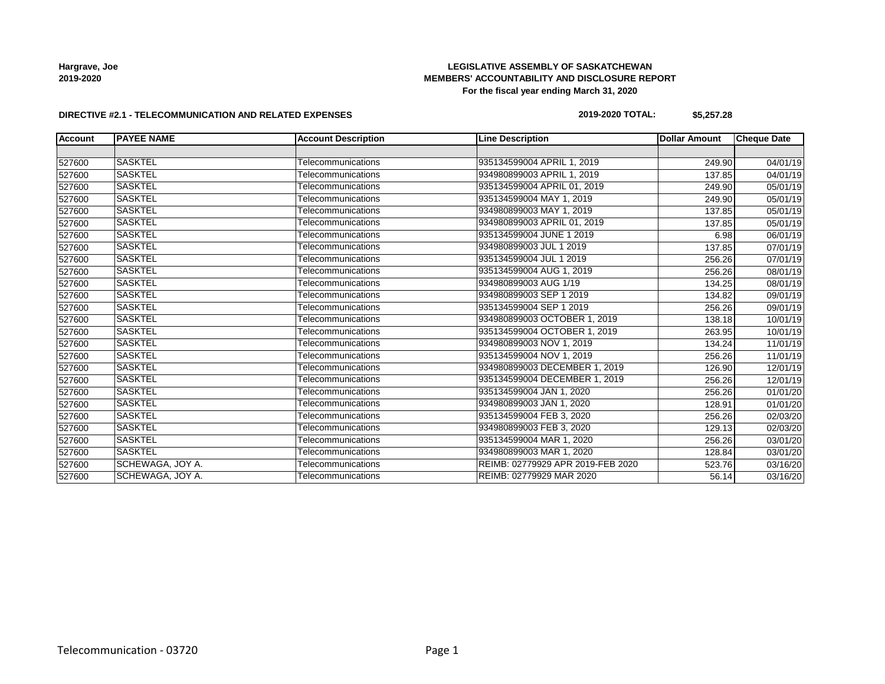**Hargrave, Joe**
**2019-2020**

**LEGISLATIVE ASSEMBLY OF SASKATCHEWAN**
**MEMBERS' ACCOUNTABILITY AND DISCLOSURE REPORT**
**For the fiscal year ending March 31, 2020**

**DIRECTIVE #2.1 - TELECOMMUNICATION AND RELATED EXPENSES**

**2019-2020 TOTAL: $5,257.28**

| Account | PAYEE NAME | Account Description | Line Description | Dollar Amount | Cheque Date |
|---|---|---|---|---|---|
| | | | | | |
| 527600 | SASKTEL | Telecommunications | 935134599004 APRIL 1, 2019 | 249.90 | 04/01/19 |
| 527600 | SASKTEL | Telecommunications | 934980899003 APRIL 1, 2019 | 137.85 | 04/01/19 |
| 527600 | SASKTEL | Telecommunications | 935134599004 APRIL 01, 2019 | 249.90 | 05/01/19 |
| 527600 | SASKTEL | Telecommunications | 935134599004 MAY 1, 2019 | 249.90 | 05/01/19 |
| 527600 | SASKTEL | Telecommunications | 934980899003 MAY 1, 2019 | 137.85 | 05/01/19 |
| 527600 | SASKTEL | Telecommunications | 934980899003 APRIL 01, 2019 | 137.85 | 05/01/19 |
| 527600 | SASKTEL | Telecommunications | 935134599004 JUNE 1 2019 | 6.98 | 06/01/19 |
| 527600 | SASKTEL | Telecommunications | 934980899003 JUL 1 2019 | 137.85 | 07/01/19 |
| 527600 | SASKTEL | Telecommunications | 935134599004 JUL 1 2019 | 256.26 | 07/01/19 |
| 527600 | SASKTEL | Telecommunications | 935134599004 AUG 1, 2019 | 256.26 | 08/01/19 |
| 527600 | SASKTEL | Telecommunications | 934980899003 AUG 1/19 | 134.25 | 08/01/19 |
| 527600 | SASKTEL | Telecommunications | 934980899003 SEP 1 2019 | 134.82 | 09/01/19 |
| 527600 | SASKTEL | Telecommunications | 935134599004 SEP 1 2019 | 256.26 | 09/01/19 |
| 527600 | SASKTEL | Telecommunications | 934980899003 OCTOBER 1, 2019 | 138.18 | 10/01/19 |
| 527600 | SASKTEL | Telecommunications | 935134599004 OCTOBER 1, 2019 | 263.95 | 10/01/19 |
| 527600 | SASKTEL | Telecommunications | 934980899003 NOV 1, 2019 | 134.24 | 11/01/19 |
| 527600 | SASKTEL | Telecommunications | 935134599004 NOV 1, 2019 | 256.26 | 11/01/19 |
| 527600 | SASKTEL | Telecommunications | 934980899003 DECEMBER 1, 2019 | 126.90 | 12/01/19 |
| 527600 | SASKTEL | Telecommunications | 935134599004 DECEMBER 1, 2019 | 256.26 | 12/01/19 |
| 527600 | SASKTEL | Telecommunications | 935134599004 JAN 1, 2020 | 256.26 | 01/01/20 |
| 527600 | SASKTEL | Telecommunications | 934980899003 JAN 1, 2020 | 128.91 | 01/01/20 |
| 527600 | SASKTEL | Telecommunications | 935134599004 FEB 3, 2020 | 256.26 | 02/03/20 |
| 527600 | SASKTEL | Telecommunications | 934980899003 FEB 3, 2020 | 129.13 | 02/03/20 |
| 527600 | SASKTEL | Telecommunications | 935134599004 MAR 1, 2020 | 256.26 | 03/01/20 |
| 527600 | SASKTEL | Telecommunications | 934980899003 MAR 1, 2020 | 128.84 | 03/01/20 |
| 527600 | SCHEWAGA, JOY A. | Telecommunications | REIMB: 02779929 APR 2019-FEB 2020 | 523.76 | 03/16/20 |
| 527600 | SCHEWAGA, JOY A. | Telecommunications | REIMB: 02779929 MAR 2020 | 56.14 | 03/16/20 |

Telecommunication - 03720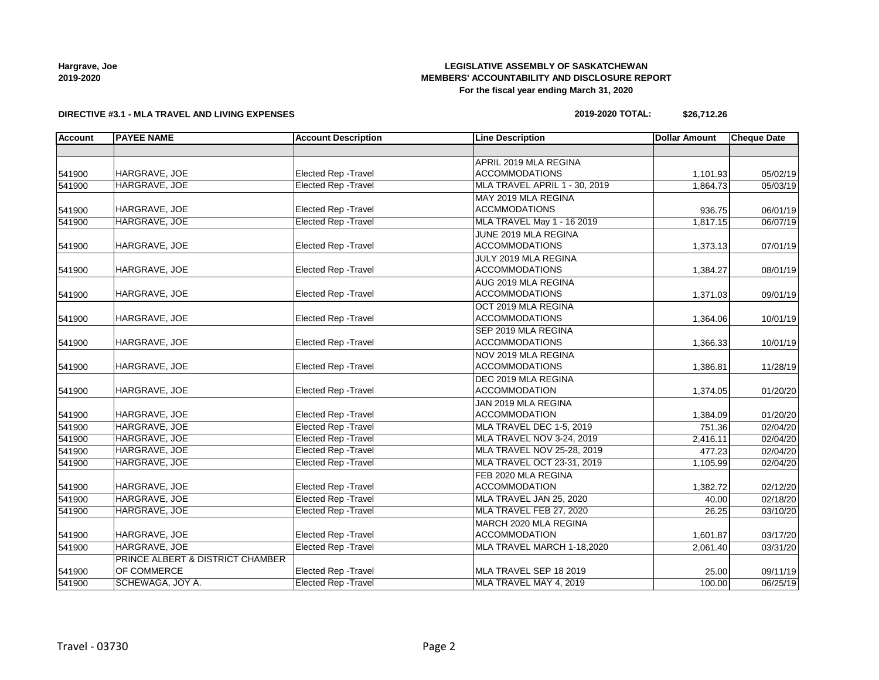**Hargrave, Joe**
**2019-2020**

# LEGISLATIVE ASSEMBLY OF SASKATCHEWAN
## MEMBERS' ACCOUNTABILITY AND DISCLOSURE REPORT
**For the fiscal year ending March 31, 2020**

**DIRECTIVE #3.1 - MLA TRAVEL AND LIVING EXPENSES**

**2019-2020 TOTAL: $26,712.26**

| Account | PAYEE NAME | Account Description | Line Description | Dollar Amount | Cheque Date |
|---|---|---|---|---|---|
| | | | | | |
| 541900 | HARGRAVE, JOE | Elected Rep -Travel | APRIL 2019 MLA REGINA ACCOMMODATIONS | 1,101.93 | 05/02/19 |
| 541900 | HARGRAVE, JOE | Elected Rep -Travel | MLA TRAVEL APRIL 1 - 30, 2019 | 1,864.73 | 05/03/19 |
| 541900 | HARGRAVE, JOE | Elected Rep -Travel | MAY 2019 MLA REGINA ACCMMODATIONS | 936.75 | 06/01/19 |
| 541900 | HARGRAVE, JOE | Elected Rep -Travel | MLA TRAVEL May 1 - 16 2019 | 1,817.15 | 06/07/19 |
| 541900 | HARGRAVE, JOE | Elected Rep -Travel | JUNE 2019 MLA REGINA ACCOMMODATIONS | 1,373.13 | 07/01/19 |
| 541900 | HARGRAVE, JOE | Elected Rep -Travel | JULY 2019 MLA REGINA ACCOMMODATIONS | 1,384.27 | 08/01/19 |
| 541900 | HARGRAVE, JOE | Elected Rep -Travel | AUG 2019 MLA REGINA ACCOMMODATIONS | 1,371.03 | 09/01/19 |
| 541900 | HARGRAVE, JOE | Elected Rep -Travel | OCT 2019 MLA REGINA ACCOMMODATIONS | 1,364.06 | 10/01/19 |
| 541900 | HARGRAVE, JOE | Elected Rep -Travel | SEP 2019 MLA REGINA ACCOMMODATIONS | 1,366.33 | 10/01/19 |
| 541900 | HARGRAVE, JOE | Elected Rep -Travel | NOV 2019 MLA REGINA ACCOMMODATIONS | 1,386.81 | 11/28/19 |
| 541900 | HARGRAVE, JOE | Elected Rep -Travel | DEC 2019 MLA REGINA ACCOMMODATION | 1,374.05 | 01/20/20 |
| 541900 | HARGRAVE, JOE | Elected Rep -Travel | JAN 2019 MLA REGINA ACCOMMODATION | 1,384.09 | 01/20/20 |
| 541900 | HARGRAVE, JOE | Elected Rep -Travel | MLA TRAVEL DEC 1-5, 2019 | 751.36 | 02/04/20 |
| 541900 | HARGRAVE, JOE | Elected Rep -Travel | MLA TRAVEL NOV 3-24, 2019 | 2,416.11 | 02/04/20 |
| 541900 | HARGRAVE, JOE | Elected Rep -Travel | MLA TRAVEL NOV 25-28, 2019 | 477.23 | 02/04/20 |
| 541900 | HARGRAVE, JOE | Elected Rep -Travel | MLA TRAVEL OCT 23-31, 2019 | 1,105.99 | 02/04/20 |
| 541900 | HARGRAVE, JOE | Elected Rep -Travel | FEB 2020 MLA REGINA ACCOMMODATION | 1,382.72 | 02/12/20 |
| 541900 | HARGRAVE, JOE | Elected Rep -Travel | MLA TRAVEL JAN 25, 2020 | 40.00 | 02/18/20 |
| 541900 | HARGRAVE, JOE | Elected Rep -Travel | MLA TRAVEL FEB 27, 2020 | 26.25 | 03/10/20 |
| 541900 | HARGRAVE, JOE | Elected Rep -Travel | MARCH 2020 MLA REGINA ACCOMMODATION | 1,601.87 | 03/17/20 |
| 541900 | HARGRAVE, JOE | Elected Rep -Travel | MLA TRAVEL MARCH 1-18,2020 | 2,061.40 | 03/31/20 |
| 541900 | PRINCE ALBERT & DISTRICT CHAMBER OF COMMERCE | Elected Rep -Travel | MLA TRAVEL SEP 18 2019 | 25.00 | 09/11/19 |
| 541900 | SCHEWAGA, JOY A. | Elected Rep -Travel | MLA TRAVEL MAY 4, 2019 | 100.00 | 06/25/19 |

Travel - 03730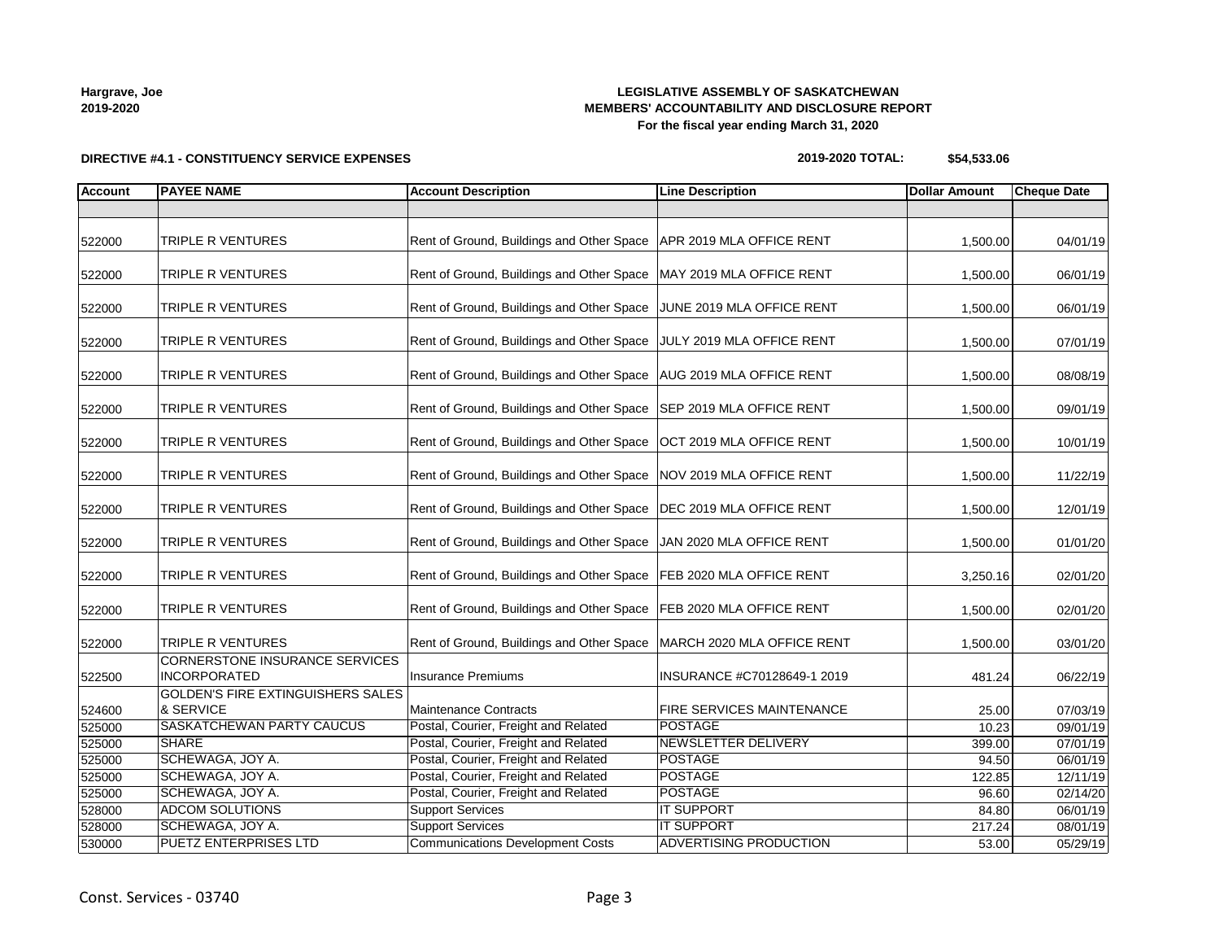**LEGISLATIVE ASSEMBLY OF SASKATCHEWAN**
**MEMBERS' ACCOUNTABILITY AND DISCLOSURE REPORT**
**For the fiscal year ending March 31, 2020**

**Hargrave, Joe**
**2019-2020**

**DIRECTIVE #4.1 - CONSTITUENCY SERVICE EXPENSES**

**2019-2020 TOTAL: $54,533.06**

| Account | PAYEE NAME | Account Description | Line Description | Dollar Amount | Cheque Date |
|---|---|---|---|---|---|
| | | | | | |
| 522000 | TRIPLE R VENTURES | Rent of Ground, Buildings and Other Space | APR 2019 MLA OFFICE RENT | 1,500.00 | 04/01/19 |
| 522000 | TRIPLE R VENTURES | Rent of Ground, Buildings and Other Space | MAY 2019 MLA OFFICE RENT | 1,500.00 | 06/01/19 |
| 522000 | TRIPLE R VENTURES | Rent of Ground, Buildings and Other Space | JUNE 2019 MLA OFFICE RENT | 1,500.00 | 06/01/19 |
| 522000 | TRIPLE R VENTURES | Rent of Ground, Buildings and Other Space | JULY 2019 MLA OFFICE RENT | 1,500.00 | 07/01/19 |
| 522000 | TRIPLE R VENTURES | Rent of Ground, Buildings and Other Space | AUG 2019 MLA OFFICE RENT | 1,500.00 | 08/08/19 |
| 522000 | TRIPLE R VENTURES | Rent of Ground, Buildings and Other Space | SEP 2019 MLA OFFICE RENT | 1,500.00 | 09/01/19 |
| 522000 | TRIPLE R VENTURES | Rent of Ground, Buildings and Other Space | OCT 2019 MLA OFFICE RENT | 1,500.00 | 10/01/19 |
| 522000 | TRIPLE R VENTURES | Rent of Ground, Buildings and Other Space | NOV 2019 MLA OFFICE RENT | 1,500.00 | 11/22/19 |
| 522000 | TRIPLE R VENTURES | Rent of Ground, Buildings and Other Space | DEC 2019 MLA OFFICE RENT | 1,500.00 | 12/01/19 |
| 522000 | TRIPLE R VENTURES | Rent of Ground, Buildings and Other Space | JAN 2020 MLA OFFICE RENT | 1,500.00 | 01/01/20 |
| 522000 | TRIPLE R VENTURES | Rent of Ground, Buildings and Other Space | FEB 2020 MLA OFFICE RENT | 3,250.16 | 02/01/20 |
| 522000 | TRIPLE R VENTURES | Rent of Ground, Buildings and Other Space | FEB 2020 MLA OFFICE RENT | 1,500.00 | 02/01/20 |
| 522000 | TRIPLE R VENTURES | Rent of Ground, Buildings and Other Space | MARCH 2020 MLA OFFICE RENT | 1,500.00 | 03/01/20 |
| 522500 | CORNERSTONE INSURANCE SERVICES INCORPORATED | Insurance Premiums | INSURANCE #C70128649-1 2019 | 481.24 | 06/22/19 |
| 524600 | GOLDEN'S FIRE EXTINGUISHERS SALES & SERVICE | Maintenance Contracts | FIRE SERVICES MAINTENANCE | 25.00 | 07/03/19 |
| 525000 | SASKATCHEWAN PARTY CAUCUS | Postal, Courier, Freight and Related | POSTAGE | 10.23 | 09/01/19 |
| 525000 | SHARE | Postal, Courier, Freight and Related | NEWSLETTER DELIVERY | 399.00 | 07/01/19 |
| 525000 | SCHEWAGA, JOY A. | Postal, Courier, Freight and Related | POSTAGE | 94.50 | 06/01/19 |
| 525000 | SCHEWAGA, JOY A. | Postal, Courier, Freight and Related | POSTAGE | 122.85 | 12/11/19 |
| 525000 | SCHEWAGA, JOY A. | Postal, Courier, Freight and Related | POSTAGE | 96.60 | 02/14/20 |
| 528000 | ADCOM SOLUTIONS | Support Services | IT SUPPORT | 84.80 | 06/01/19 |
| 528000 | SCHEWAGA, JOY A. | Support Services | IT SUPPORT | 217.24 | 08/01/19 |
| 530000 | PUETZ ENTERPRISES LTD | Communications Development Costs | ADVERTISING PRODUCTION | 53.00 | 05/29/19 |

Const. Services - 03740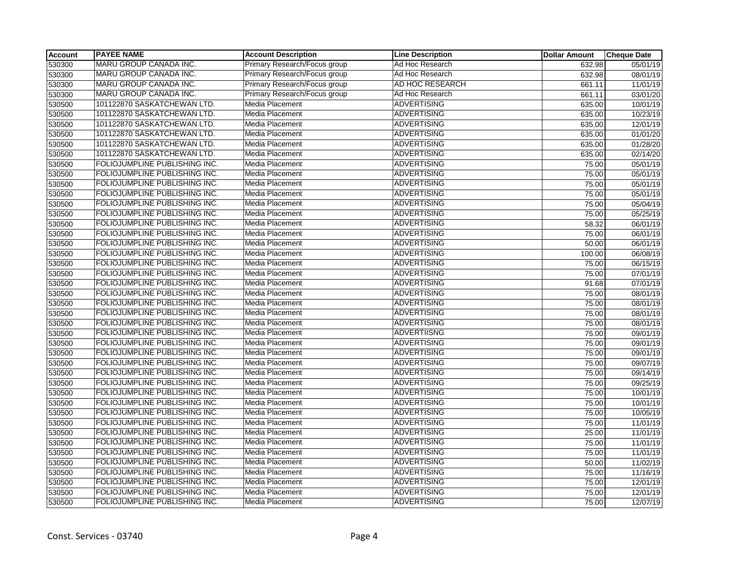| Account | PAYEE NAME | Account Description | Line Description | Dollar Amount | Cheque Date |
|---|---|---|---|---|---|
| 530300 | MARU GROUP CANADA INC. | Primary Research/Focus group | Ad Hoc Research | 632.98 | 05/01/19 |
| 530300 | MARU GROUP CANADA INC. | Primary Research/Focus group | Ad Hoc Research | 632.98 | 08/01/19 |
| 530300 | MARU GROUP CANADA INC. | Primary Research/Focus group | AD HOC RESEARCH | 661.11 | 11/01/19 |
| 530300 | MARU GROUP CANADA INC. | Primary Research/Focus group | Ad Hoc Research | 661.11 | 03/01/20 |
| 530500 | 101122870 SASKATCHEWAN LTD. | Media Placement | ADVERTISING | 635.00 | 10/01/19 |
| 530500 | 101122870 SASKATCHEWAN LTD. | Media Placement | ADVERTISING | 635.00 | 10/23/19 |
| 530500 | 101122870 SASKATCHEWAN LTD. | Media Placement | ADVERTISING | 635.00 | 12/01/19 |
| 530500 | 101122870 SASKATCHEWAN LTD. | Media Placement | ADVERTISING | 635.00 | 01/01/20 |
| 530500 | 101122870 SASKATCHEWAN LTD. | Media Placement | ADVERTISING | 635.00 | 01/28/20 |
| 530500 | 101122870 SASKATCHEWAN LTD. | Media Placement | ADVERTISING | 635.00 | 02/14/20 |
| 530500 | FOLIOJUMPLINE PUBLISHING INC. | Media Placement | ADVERTISING | 75.00 | 05/01/19 |
| 530500 | FOLIOJUMPLINE PUBLISHING INC. | Media Placement | ADVERTISING | 75.00 | 05/01/19 |
| 530500 | FOLIOJUMPLINE PUBLISHING INC. | Media Placement | ADVERTISING | 75.00 | 05/01/19 |
| 530500 | FOLIOJUMPLINE PUBLISHING INC. | Media Placement | ADVERTISING | 75.00 | 05/01/19 |
| 530500 | FOLIOJUMPLINE PUBLISHING INC. | Media Placement | ADVERTISING | 75.00 | 05/04/19 |
| 530500 | FOLIOJUMPLINE PUBLISHING INC. | Media Placement | ADVERTISING | 75.00 | 05/25/19 |
| 530500 | FOLIOJUMPLINE PUBLISHING INC. | Media Placement | ADVERTISING | 58.32 | 06/01/19 |
| 530500 | FOLIOJUMPLINE PUBLISHING INC. | Media Placement | ADVERTISING | 75.00 | 06/01/19 |
| 530500 | FOLIOJUMPLINE PUBLISHING INC. | Media Placement | ADVERTISING | 50.00 | 06/01/19 |
| 530500 | FOLIOJUMPLINE PUBLISHING INC. | Media Placement | ADVERTISING | 100.00 | 06/08/19 |
| 530500 | FOLIOJUMPLINE PUBLISHING INC. | Media Placement | ADVERTISING | 75.00 | 06/15/19 |
| 530500 | FOLIOJUMPLINE PUBLISHING INC. | Media Placement | ADVERTISING | 75.00 | 07/01/19 |
| 530500 | FOLIOJUMPLINE PUBLISHING INC. | Media Placement | ADVERTISING | 91.68 | 07/01/19 |
| 530500 | FOLIOJUMPLINE PUBLISHING INC. | Media Placement | ADVERTISING | 75.00 | 08/01/19 |
| 530500 | FOLIOJUMPLINE PUBLISHING INC. | Media Placement | ADVERTISING | 75.00 | 08/01/19 |
| 530500 | FOLIOJUMPLINE PUBLISHING INC. | Media Placement | ADVERTISING | 75.00 | 08/01/19 |
| 530500 | FOLIOJUMPLINE PUBLISHING INC. | Media Placement | ADVERTISING | 75.00 | 08/01/19 |
| 530500 | FOLIOJUMPLINE PUBLISHING INC. | Media Placement | ADVERTIISNG | 75.00 | 09/01/19 |
| 530500 | FOLIOJUMPLINE PUBLISHING INC. | Media Placement | ADVERTISING | 75.00 | 09/01/19 |
| 530500 | FOLIOJUMPLINE PUBLISHING INC. | Media Placement | ADVERTISING | 75.00 | 09/01/19 |
| 530500 | FOLIOJUMPLINE PUBLISHING INC. | Media Placement | ADVERTISING | 75.00 | 09/07/19 |
| 530500 | FOLIOJUMPLINE PUBLISHING INC. | Media Placement | ADVERTISING | 75.00 | 09/14/19 |
| 530500 | FOLIOJUMPLINE PUBLISHING INC. | Media Placement | ADVERTISING | 75.00 | 09/25/19 |
| 530500 | FOLIOJUMPLINE PUBLISHING INC. | Media Placement | ADVERTISING | 75.00 | 10/01/19 |
| 530500 | FOLIOJUMPLINE PUBLISHING INC. | Media Placement | ADVERTISING | 75.00 | 10/01/19 |
| 530500 | FOLIOJUMPLINE PUBLISHING INC. | Media Placement | ADVERTISING | 75.00 | 10/05/19 |
| 530500 | FOLIOJUMPLINE PUBLISHING INC. | Media Placement | ADVERTISING | 75.00 | 11/01/19 |
| 530500 | FOLIOJUMPLINE PUBLISHING INC. | Media Placement | ADVERTISING | 25.00 | 11/01/19 |
| 530500 | FOLIOJUMPLINE PUBLISHING INC. | Media Placement | ADVERTISING | 75.00 | 11/01/19 |
| 530500 | FOLIOJUMPLINE PUBLISHING INC. | Media Placement | ADVERTISING | 75.00 | 11/01/19 |
| 530500 | FOLIOJUMPLINE PUBLISHING INC. | Media Placement | ADVERTISING | 50.00 | 11/02/19 |
| 530500 | FOLIOJUMPLINE PUBLISHING INC. | Media Placement | ADVERTISING | 75.00 | 11/16/19 |
| 530500 | FOLIOJUMPLINE PUBLISHING INC. | Media Placement | ADVERTISING | 75.00 | 12/01/19 |
| 530500 | FOLIOJUMPLINE PUBLISHING INC. | Media Placement | ADVERTISING | 75.00 | 12/01/19 |
| 530500 | FOLIOJUMPLINE PUBLISHING INC. | Media Placement | ADVERTISING | 75.00 | 12/07/19 |

Const. Services - 03740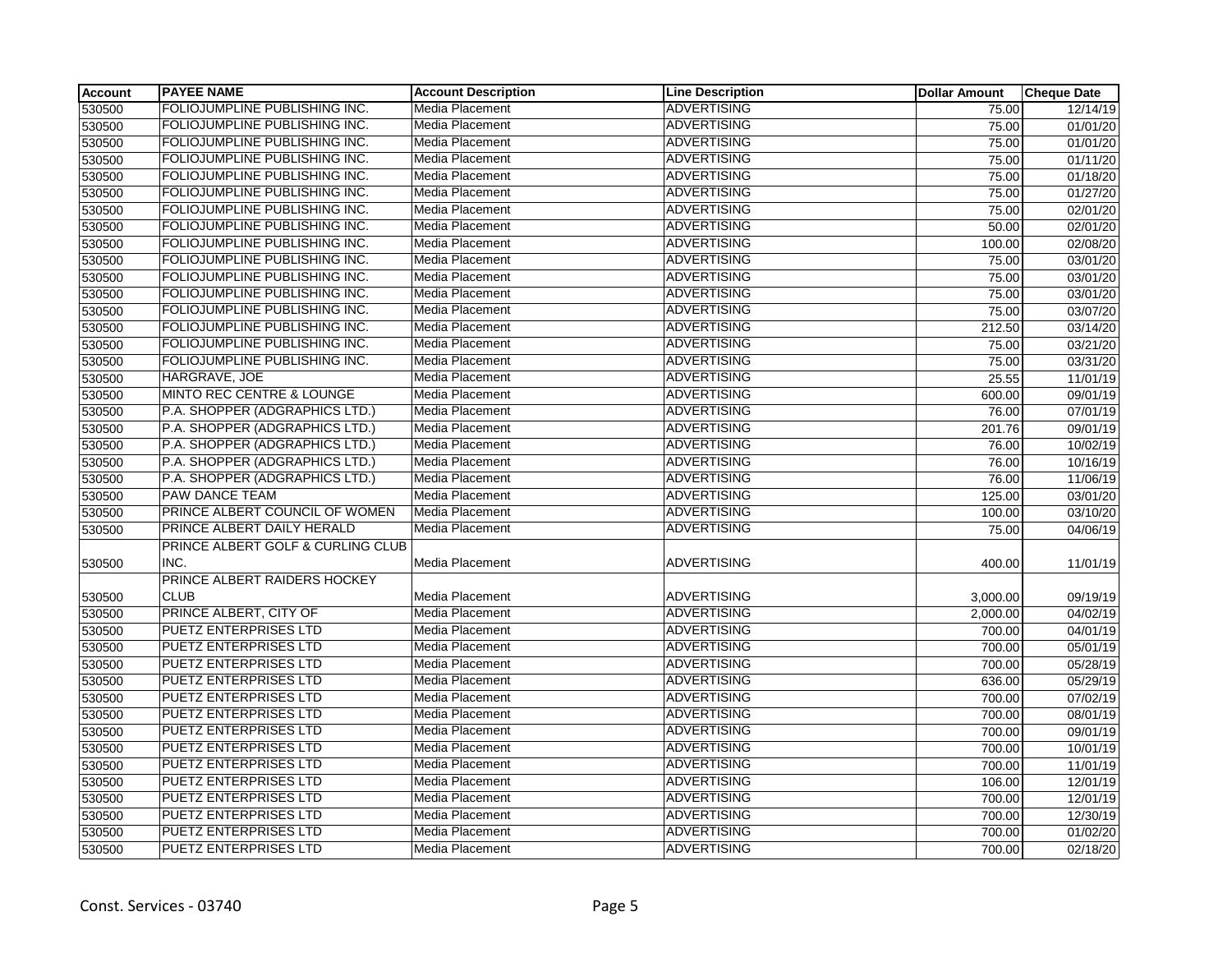| Account | PAYEE NAME | Account Description | Line Description | Dollar Amount | Cheque Date |
|---|---|---|---|---|---|
| 530500 | FOLIOJUMPLINE PUBLISHING INC. | Media Placement | ADVERTISING | 75.00 | 12/14/19 |
| 530500 | FOLIOJUMPLINE PUBLISHING INC. | Media Placement | ADVERTISING | 75.00 | 01/01/20 |
| 530500 | FOLIOJUMPLINE PUBLISHING INC. | Media Placement | ADVERTISING | 75.00 | 01/01/20 |
| 530500 | FOLIOJUMPLINE PUBLISHING INC. | Media Placement | ADVERTISING | 75.00 | 01/11/20 |
| 530500 | FOLIOJUMPLINE PUBLISHING INC. | Media Placement | ADVERTISING | 75.00 | 01/18/20 |
| 530500 | FOLIOJUMPLINE PUBLISHING INC. | Media Placement | ADVERTISING | 75.00 | 01/27/20 |
| 530500 | FOLIOJUMPLINE PUBLISHING INC. | Media Placement | ADVERTISING | 75.00 | 02/01/20 |
| 530500 | FOLIOJUMPLINE PUBLISHING INC. | Media Placement | ADVERTISING | 50.00 | 02/01/20 |
| 530500 | FOLIOJUMPLINE PUBLISHING INC. | Media Placement | ADVERTISING | 100.00 | 02/08/20 |
| 530500 | FOLIOJUMPLINE PUBLISHING INC. | Media Placement | ADVERTISING | 75.00 | 03/01/20 |
| 530500 | FOLIOJUMPLINE PUBLISHING INC. | Media Placement | ADVERTISING | 75.00 | 03/01/20 |
| 530500 | FOLIOJUMPLINE PUBLISHING INC. | Media Placement | ADVERTISING | 75.00 | 03/01/20 |
| 530500 | FOLIOJUMPLINE PUBLISHING INC. | Media Placement | ADVERTISING | 75.00 | 03/07/20 |
| 530500 | FOLIOJUMPLINE PUBLISHING INC. | Media Placement | ADVERTISING | 212.50 | 03/14/20 |
| 530500 | FOLIOJUMPLINE PUBLISHING INC. | Media Placement | ADVERTISING | 75.00 | 03/21/20 |
| 530500 | FOLIOJUMPLINE PUBLISHING INC. | Media Placement | ADVERTISING | 75.00 | 03/31/20 |
| 530500 | HARGRAVE, JOE | Media Placement | ADVERTISING | 25.55 | 11/01/19 |
| 530500 | MINTO REC CENTRE & LOUNGE | Media Placement | ADVERTISING | 600.00 | 09/01/19 |
| 530500 | P.A. SHOPPER (ADGRAPHICS LTD.) | Media Placement | ADVERTISING | 76.00 | 07/01/19 |
| 530500 | P.A. SHOPPER (ADGRAPHICS LTD.) | Media Placement | ADVERTISING | 201.76 | 09/01/19 |
| 530500 | P.A. SHOPPER (ADGRAPHICS LTD.) | Media Placement | ADVERTISING | 76.00 | 10/02/19 |
| 530500 | P.A. SHOPPER (ADGRAPHICS LTD.) | Media Placement | ADVERTISING | 76.00 | 10/16/19 |
| 530500 | P.A. SHOPPER (ADGRAPHICS LTD.) | Media Placement | ADVERTISING | 76.00 | 11/06/19 |
| 530500 | PAW DANCE TEAM | Media Placement | ADVERTISING | 125.00 | 03/01/20 |
| 530500 | PRINCE ALBERT COUNCIL OF WOMEN | Media Placement | ADVERTISING | 100.00 | 03/10/20 |
| 530500 | PRINCE ALBERT DAILY HERALD | Media Placement | ADVERTISING | 75.00 | 04/06/19 |
| 530500 | PRINCE ALBERT GOLF & CURLING CLUB INC. | Media Placement | ADVERTISING | 400.00 | 11/01/19 |
| 530500 | PRINCE ALBERT RAIDERS HOCKEY CLUB | Media Placement | ADVERTISING | 3,000.00 | 09/19/19 |
| 530500 | PRINCE ALBERT, CITY OF | Media Placement | ADVERTISING | 2,000.00 | 04/02/19 |
| 530500 | PUETZ ENTERPRISES LTD | Media Placement | ADVERTISING | 700.00 | 04/01/19 |
| 530500 | PUETZ ENTERPRISES LTD | Media Placement | ADVERTISING | 700.00 | 05/01/19 |
| 530500 | PUETZ ENTERPRISES LTD | Media Placement | ADVERTISING | 700.00 | 05/28/19 |
| 530500 | PUETZ ENTERPRISES LTD | Media Placement | ADVERTISING | 636.00 | 05/29/19 |
| 530500 | PUETZ ENTERPRISES LTD | Media Placement | ADVERTISING | 700.00 | 07/02/19 |
| 530500 | PUETZ ENTERPRISES LTD | Media Placement | ADVERTISING | 700.00 | 08/01/19 |
| 530500 | PUETZ ENTERPRISES LTD | Media Placement | ADVERTISING | 700.00 | 09/01/19 |
| 530500 | PUETZ ENTERPRISES LTD | Media Placement | ADVERTISING | 700.00 | 10/01/19 |
| 530500 | PUETZ ENTERPRISES LTD | Media Placement | ADVERTISING | 700.00 | 11/01/19 |
| 530500 | PUETZ ENTERPRISES LTD | Media Placement | ADVERTISING | 106.00 | 12/01/19 |
| 530500 | PUETZ ENTERPRISES LTD | Media Placement | ADVERTISING | 700.00 | 12/01/19 |
| 530500 | PUETZ ENTERPRISES LTD | Media Placement | ADVERTISING | 700.00 | 12/30/19 |
| 530500 | PUETZ ENTERPRISES LTD | Media Placement | ADVERTISING | 700.00 | 01/02/20 |
| 530500 | PUETZ ENTERPRISES LTD | Media Placement | ADVERTISING | 700.00 | 02/18/20 |

Const. Services - 03740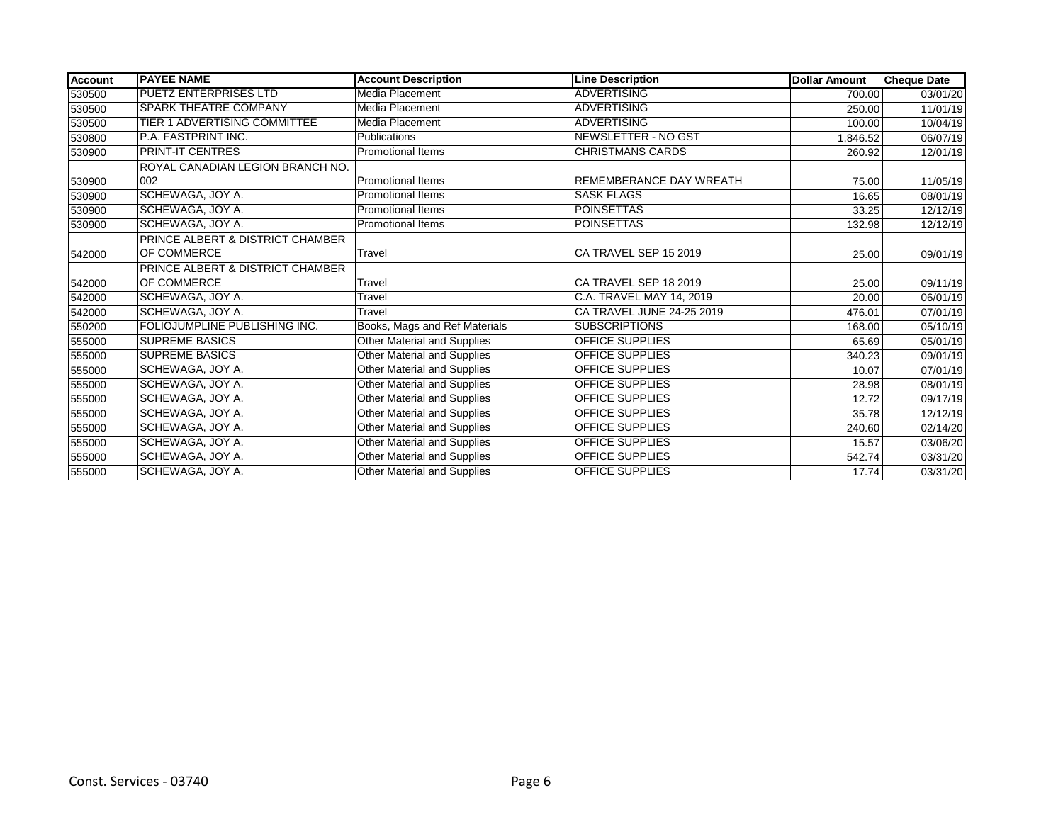| Account | PAYEE NAME | Account Description | Line Description | Dollar Amount | Cheque Date |
|---|---|---|---|---|---|
| 530500 | PUETZ ENTERPRISES LTD | Media Placement | ADVERTISING | 700.00 | 03/01/20 |
| 530500 | SPARK THEATRE COMPANY | Media Placement | ADVERTISING | 250.00 | 11/01/19 |
| 530500 | TIER 1 ADVERTISING COMMITTEE | Media Placement | ADVERTISING | 100.00 | 10/04/19 |
| 530800 | P.A. FASTPRINT INC. | Publications | NEWSLETTER - NO GST | 1,846.52 | 06/07/19 |
| 530900 | PRINT-IT CENTRES | Promotional Items | CHRISTMANS CARDS | 260.92 | 12/01/19 |
| 530900 | ROYAL CANADIAN LEGION BRANCH NO. 002 | Promotional Items | REMEMBERANCE DAY WREATH | 75.00 | 11/05/19 |
| 530900 | SCHEWAGA, JOY A. | Promotional Items | SASK FLAGS | 16.65 | 08/01/19 |
| 530900 | SCHEWAGA, JOY A. | Promotional Items | POINSETTAS | 33.25 | 12/12/19 |
| 530900 | SCHEWAGA, JOY A. | Promotional Items | POINSETTAS | 132.98 | 12/12/19 |
| 542000 | PRINCE ALBERT & DISTRICT CHAMBER OF COMMERCE | Travel | CA TRAVEL SEP 15 2019 | 25.00 | 09/01/19 |
| 542000 | PRINCE ALBERT & DISTRICT CHAMBER OF COMMERCE | Travel | CA TRAVEL SEP 18 2019 | 25.00 | 09/11/19 |
| 542000 | SCHEWAGA, JOY A. | Travel | C.A. TRAVEL MAY 14, 2019 | 20.00 | 06/01/19 |
| 542000 | SCHEWAGA, JOY A. | Travel | CA TRAVEL JUNE 24-25 2019 | 476.01 | 07/01/19 |
| 550200 | FOLIOJUMPLINE PUBLISHING INC. | Books, Mags and Ref Materials | SUBSCRIPTIONS | 168.00 | 05/10/19 |
| 555000 | SUPREME BASICS | Other Material and Supplies | OFFICE SUPPLIES | 65.69 | 05/01/19 |
| 555000 | SUPREME BASICS | Other Material and Supplies | OFFICE SUPPLIES | 340.23 | 09/01/19 |
| 555000 | SCHEWAGA, JOY A. | Other Material and Supplies | OFFICE SUPPLIES | 10.07 | 07/01/19 |
| 555000 | SCHEWAGA, JOY A. | Other Material and Supplies | OFFICE SUPPLIES | 28.98 | 08/01/19 |
| 555000 | SCHEWAGA, JOY A. | Other Material and Supplies | OFFICE SUPPLIES | 12.72 | 09/17/19 |
| 555000 | SCHEWAGA, JOY A. | Other Material and Supplies | OFFICE SUPPLIES | 35.78 | 12/12/19 |
| 555000 | SCHEWAGA, JOY A. | Other Material and Supplies | OFFICE SUPPLIES | 240.60 | 02/14/20 |
| 555000 | SCHEWAGA, JOY A. | Other Material and Supplies | OFFICE SUPPLIES | 15.57 | 03/06/20 |
| 555000 | SCHEWAGA, JOY A. | Other Material and Supplies | OFFICE SUPPLIES | 542.74 | 03/31/20 |
| 555000 | SCHEWAGA, JOY A. | Other Material and Supplies | OFFICE SUPPLIES | 17.74 | 03/31/20 |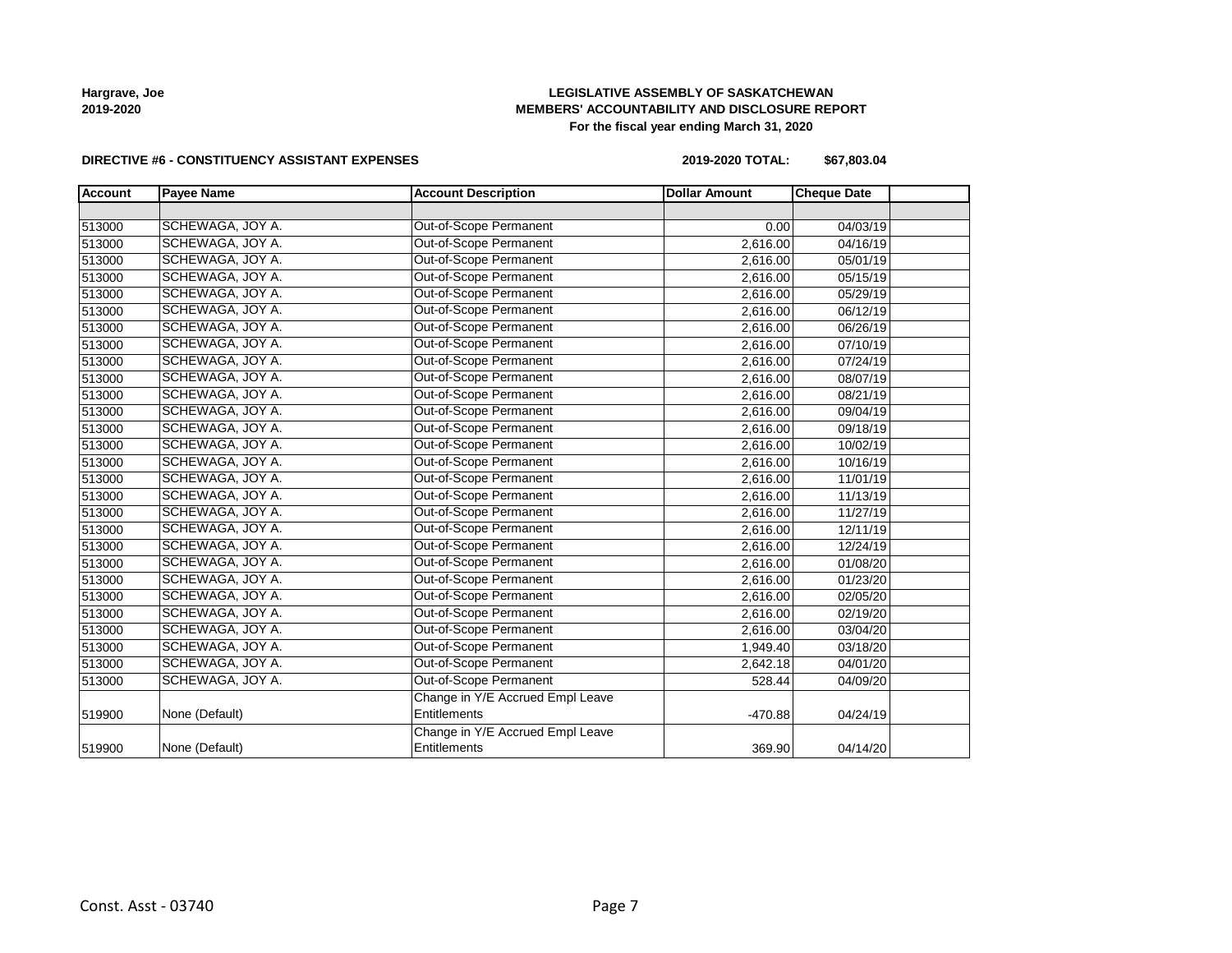**Hargrave, Joe**
**2019-2020**

**LEGISLATIVE ASSEMBLY OF SASKATCHEWAN**
**MEMBERS' ACCOUNTABILITY AND DISCLOSURE REPORT**
**For the fiscal year ending March 31, 2020**

**DIRECTIVE #6 - CONSTITUENCY ASSISTANT EXPENSES**

**2019-2020 TOTAL: $67,803.04**

| Account | Payee Name | Account Description | Dollar Amount | Cheque Date | |
|---|---|---|---|---|---|
| | | | | | |
| 513000 | SCHEWAGA, JOY A. | Out-of-Scope Permanent | 0.00 | 04/03/19 | |
| 513000 | SCHEWAGA, JOY A. | Out-of-Scope Permanent | 2,616.00 | 04/16/19 | |
| 513000 | SCHEWAGA, JOY A. | Out-of-Scope Permanent | 2,616.00 | 05/01/19 | |
| 513000 | SCHEWAGA, JOY A. | Out-of-Scope Permanent | 2,616.00 | 05/15/19 | |
| 513000 | SCHEWAGA, JOY A. | Out-of-Scope Permanent | 2,616.00 | 05/29/19 | |
| 513000 | SCHEWAGA, JOY A. | Out-of-Scope Permanent | 2,616.00 | 06/12/19 | |
| 513000 | SCHEWAGA, JOY A. | Out-of-Scope Permanent | 2,616.00 | 06/26/19 | |
| 513000 | SCHEWAGA, JOY A. | Out-of-Scope Permanent | 2,616.00 | 07/10/19 | |
| 513000 | SCHEWAGA, JOY A. | Out-of-Scope Permanent | 2,616.00 | 07/24/19 | |
| 513000 | SCHEWAGA, JOY A. | Out-of-Scope Permanent | 2,616.00 | 08/07/19 | |
| 513000 | SCHEWAGA, JOY A. | Out-of-Scope Permanent | 2,616.00 | 08/21/19 | |
| 513000 | SCHEWAGA, JOY A. | Out-of-Scope Permanent | 2,616.00 | 09/04/19 | |
| 513000 | SCHEWAGA, JOY A. | Out-of-Scope Permanent | 2,616.00 | 09/18/19 | |
| 513000 | SCHEWAGA, JOY A. | Out-of-Scope Permanent | 2,616.00 | 10/02/19 | |
| 513000 | SCHEWAGA, JOY A. | Out-of-Scope Permanent | 2,616.00 | 10/16/19 | |
| 513000 | SCHEWAGA, JOY A. | Out-of-Scope Permanent | 2,616.00 | 11/01/19 | |
| 513000 | SCHEWAGA, JOY A. | Out-of-Scope Permanent | 2,616.00 | 11/13/19 | |
| 513000 | SCHEWAGA, JOY A. | Out-of-Scope Permanent | 2,616.00 | 11/27/19 | |
| 513000 | SCHEWAGA, JOY A. | Out-of-Scope Permanent | 2,616.00 | 12/11/19 | |
| 513000 | SCHEWAGA, JOY A. | Out-of-Scope Permanent | 2,616.00 | 12/24/19 | |
| 513000 | SCHEWAGA, JOY A. | Out-of-Scope Permanent | 2,616.00 | 01/08/20 | |
| 513000 | SCHEWAGA, JOY A. | Out-of-Scope Permanent | 2,616.00 | 01/23/20 | |
| 513000 | SCHEWAGA, JOY A. | Out-of-Scope Permanent | 2,616.00 | 02/05/20 | |
| 513000 | SCHEWAGA, JOY A. | Out-of-Scope Permanent | 2,616.00 | 02/19/20 | |
| 513000 | SCHEWAGA, JOY A. | Out-of-Scope Permanent | 2,616.00 | 03/04/20 | |
| 513000 | SCHEWAGA, JOY A. | Out-of-Scope Permanent | 1,949.40 | 03/18/20 | |
| 513000 | SCHEWAGA, JOY A. | Out-of-Scope Permanent | 2,642.18 | 04/01/20 | |
| 513000 | SCHEWAGA, JOY A. | Out-of-Scope Permanent | 528.44 | 04/09/20 | |
| 519900 | None (Default) | Change in Y/E Accrued Empl Leave Entitlements | -470.88 | 04/24/19 | |
| 519900 | None (Default) | Change in Y/E Accrued Empl Leave Entitlements | 369.90 | 04/14/20 | |

Const. Asst - 03740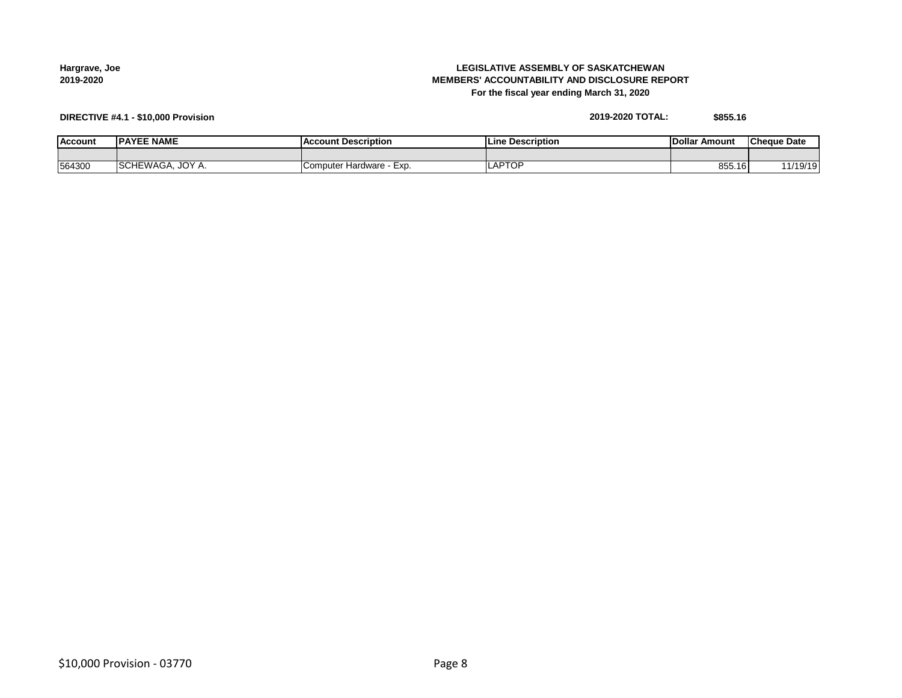Hargrave, Joe
2019-2020

**LEGISLATIVE ASSEMBLY OF SASKATCHEWAN**
**MEMBERS' ACCOUNTABILITY AND DISCLOSURE REPORT**
**For the fiscal year ending March 31, 2020**

**DIRECTIVE #4.1 - $10,000 Provision**

**2019-2020 TOTAL: $855.16**

| Account | PAYEE NAME | Account Description | Line Description | Dollar Amount | Cheque Date |
|---|---|---|---|---|---|
| | | | | | |
| 564300 | SCHEWAGA, JOY A. | Computer Hardware - Exp. | LAPTOP | 855.16 | 11/19/19 |

$10,000 Provision - 03770